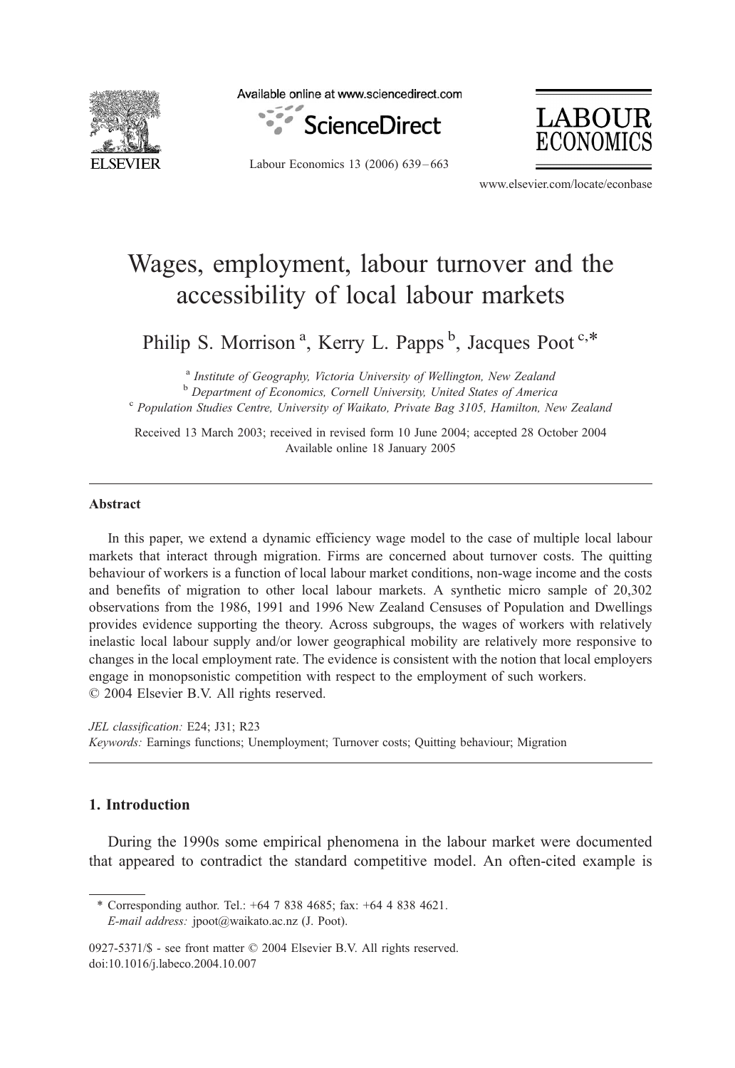# Wages, employment, labour turnover and the accessibility of local labour markets

Philip S. Morrison [a], Kerry L. Papps [b], Jacques Poot [c,*]

[a] *Institute of Geography, Victoria University of Wellington, New Zealand*
[b] *Department of Economics, Cornell University, United States of America*
[c] *Population Studies Centre, University of Waikato, Private Bag 3105, Hamilton, New Zealand*

Received 13 March 2003; received in revised form 10 June 2004; accepted 28 October 2004
Available online 18 January 2005

## Abstract

In this paper, we extend a dynamic efficiency wage model to the case of multiple local labour markets that interact through migration. Firms are concerned about turnover costs. The quitting behaviour of workers is a function of local labour market conditions, non-wage income and the costs and benefits of migration to other local labour markets. A synthetic micro sample of 20,302 observations from the 1986, 1991 and 1996 New Zealand Censuses of Population and Dwellings provides evidence supporting the theory. Across subgroups, the wages of workers with relatively inelastic local labour supply and/or lower geographical mobility are relatively more responsive to changes in the local employment rate. The evidence is consistent with the notion that local employers engage in monopsonistic competition with respect to the employment of such workers.
© 2004 Elsevier B.V. All rights reserved.

*JEL classification:* E24; J31; R23
*Keywords:* Earnings functions; Unemployment; Turnover costs; Quitting behaviour; Migration

## 1. Introduction

During the 1990s some empirical phenomena in the labour market were documented that appeared to contradict the standard competitive model. An often-cited example is

\* Corresponding author. Tel.: +64 7 838 4685; fax: +64 4 838 4621.
*E-mail address:* jpoot@waikato.ac.nz (J. Poot).

0927-5371/$ - see front matter © 2004 Elsevier B.V. All rights reserved.
doi:10.1016/j.labeco.2004.10.007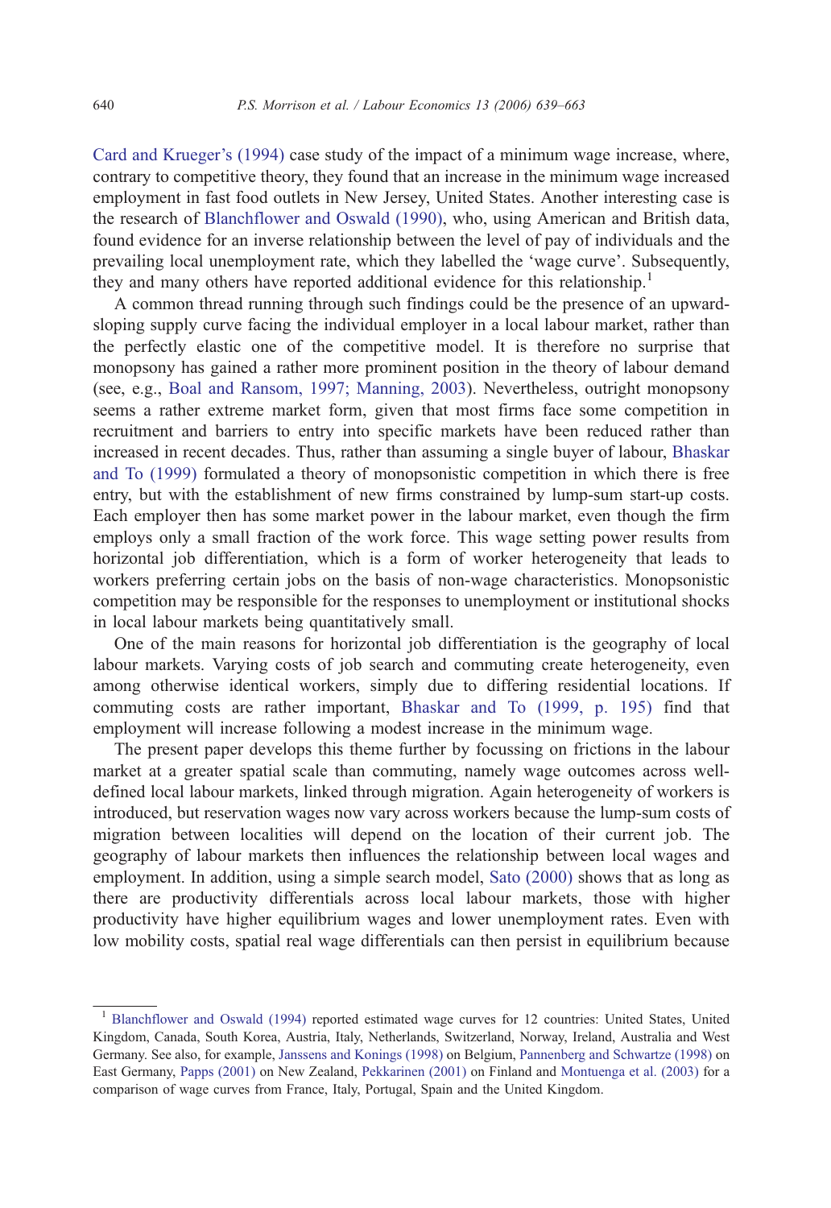Card and Krueger's (1994) case study of the impact of a minimum wage increase, where, contrary to competitive theory, they found that an increase in the minimum wage increased employment in fast food outlets in New Jersey, United States. Another interesting case is the research of Blanchflower and Oswald (1990), who, using American and British data, found evidence for an inverse relationship between the level of pay of individuals and the prevailing local unemployment rate, which they labelled the 'wage curve'. Subsequently, they and many others have reported additional evidence for this relationship.[1]

A common thread running through such findings could be the presence of an upward-sloping supply curve facing the individual employer in a local labour market, rather than the perfectly elastic one of the competitive model. It is therefore no surprise that monopsony has gained a rather more prominent position in the theory of labour demand (see, e.g., Boal and Ransom, 1997; Manning, 2003). Nevertheless, outright monopsony seems a rather extreme market form, given that most firms face some competition in recruitment and barriers to entry into specific markets have been reduced rather than increased in recent decades. Thus, rather than assuming a single buyer of labour, Bhaskar and To (1999) formulated a theory of monopsonistic competition in which there is free entry, but with the establishment of new firms constrained by lump-sum start-up costs. Each employer then has some market power in the labour market, even though the firm employs only a small fraction of the work force. This wage setting power results from horizontal job differentiation, which is a form of worker heterogeneity that leads to workers preferring certain jobs on the basis of non-wage characteristics. Monopsonistic competition may be responsible for the responses to unemployment or institutional shocks in local labour markets being quantitatively small.

One of the main reasons for horizontal job differentiation is the geography of local labour markets. Varying costs of job search and commuting create heterogeneity, even among otherwise identical workers, simply due to differing residential locations. If commuting costs are rather important, Bhaskar and To (1999, p. 195) find that employment will increase following a modest increase in the minimum wage.

The present paper develops this theme further by focussing on frictions in the labour market at a greater spatial scale than commuting, namely wage outcomes across well-defined local labour markets, linked through migration. Again heterogeneity of workers is introduced, but reservation wages now vary across workers because the lump-sum costs of migration between localities will depend on the location of their current job. The geography of labour markets then influences the relationship between local wages and employment. In addition, using a simple search model, Sato (2000) shows that as long as there are productivity differentials across local labour markets, those with higher productivity have higher equilibrium wages and lower unemployment rates. Even with low mobility costs, spatial real wage differentials can then persist in equilibrium because

[1] Blanchflower and Oswald (1994) reported estimated wage curves for 12 countries: United States, United Kingdom, Canada, South Korea, Austria, Italy, Netherlands, Switzerland, Norway, Ireland, Australia and West Germany. See also, for example, Janssens and Konings (1998) on Belgium, Pannenberg and Schwartze (1998) on East Germany, Papps (2001) on New Zealand, Pekkarinen (2001) on Finland and Montuenga et al. (2003) for a comparison of wage curves from France, Italy, Portugal, Spain and the United Kingdom.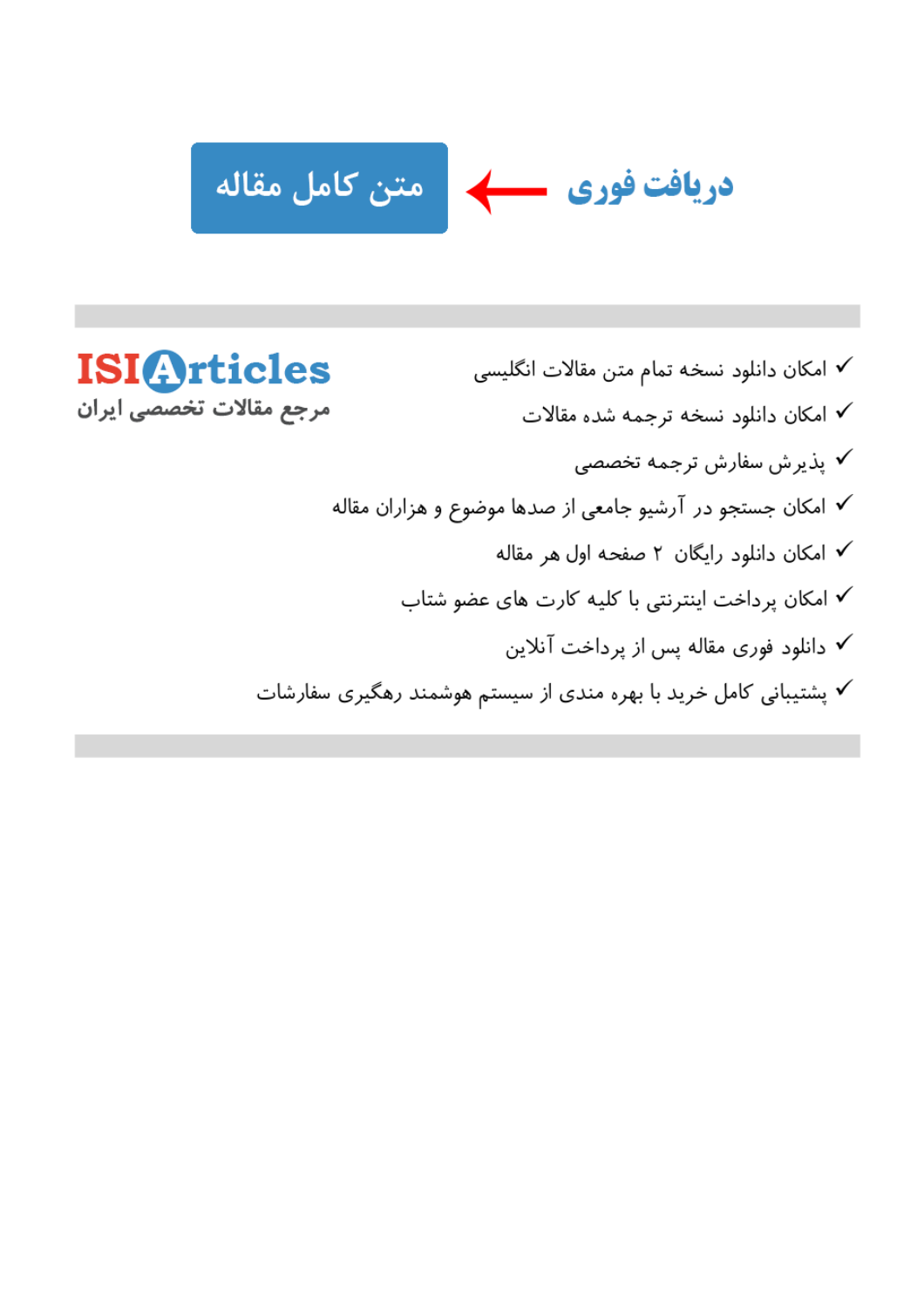دریافت فوری ← متن کامل مقاله

ISIArticles
مرجع مقالات تخصصی ایران

- ✓ امکان دانلود نسخه تمام متن مقالات انگلیسی
- ✓ امکان دانلود نسخه ترجمه شده مقالات
- ✓ پذیرش سفارش ترجمه تخصصی
- ✓ امکان جستجو در آرشیو جامعی از صدها موضوع و هزاران مقاله
- ✓ امکان دانلود رایگان ۲ صفحه اول هر مقاله
- ✓ امکان پرداخت اینترنتی با کلیه کارت های عضو شتاب
- ✓ دانلود فوری مقاله پس از پرداخت آنلاین
- ✓ پشتیبانی کامل خرید با بهره مندی از سیستم هوشمند رهگیری سفارشات